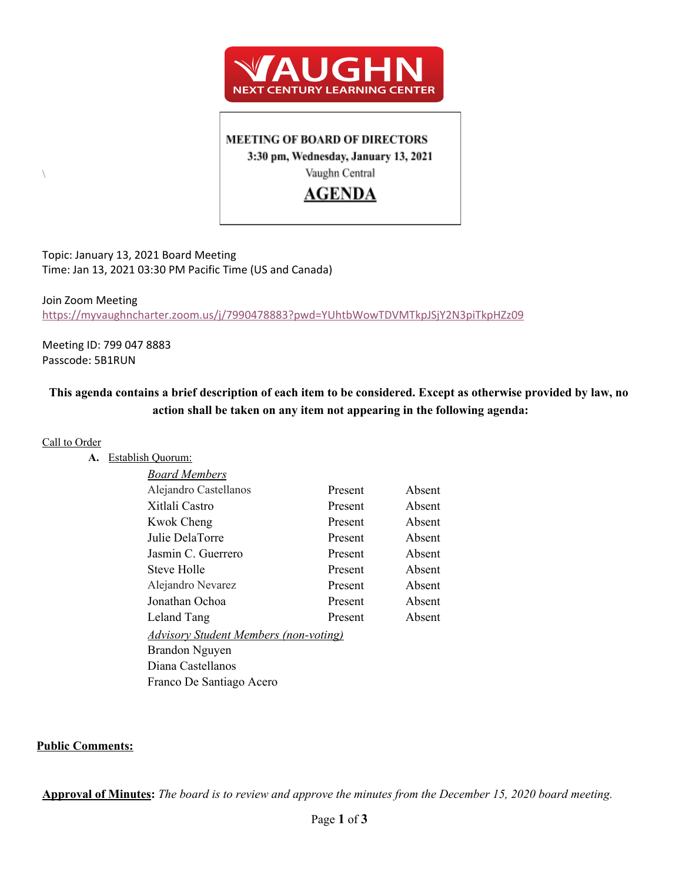**VAUGHN**
**NEXT CENTURY LEARNING CENTER**

**MEETING OF BOARD OF DIRECTORS**
**3:30 pm, Wednesday, January 13, 2021**
Vaughn Central
# AGENDA

Topic: January 13, 2021 Board Meeting
Time: Jan 13, 2021 03:30 PM Pacific Time (US and Canada)

Join Zoom Meeting
https://myvaughncharter.zoom.us/j/7990478883?pwd=YUhtbWowTDVMTkpJSjY2N3piTkpHZz09

Meeting ID: 799 047 8883
Passcode: 5B1RUN

**This agenda contains a brief description of each item to be considered. Except as otherwise provided by law, no action shall be taken on any item not appearing in the following agenda:**

Call to Order

**A.** Establish Quorum:

| *Board Members* | | |
|---|---|---|
| Alejandro Castellanos | Present | Absent |
| Xitlali Castro | Present | Absent |
| Kwok Cheng | Present | Absent |
| Julie DelaTorre | Present | Absent |
| Jasmin C. Guerrero | Present | Absent |
| Steve Holle | Present | Absent |
| Alejandro Nevarez | Present | Absent |
| Jonathan Ochoa | Present | Absent |
| Leland Tang | Present | Absent |

*Advisory Student Members (non-voting)*
Brandon Nguyen
Diana Castellanos
Franco De Santiago Acero

**Public Comments:**

**Approval of Minutes:** *The board is to review and approve the minutes from the December 15, 2020 board meeting.*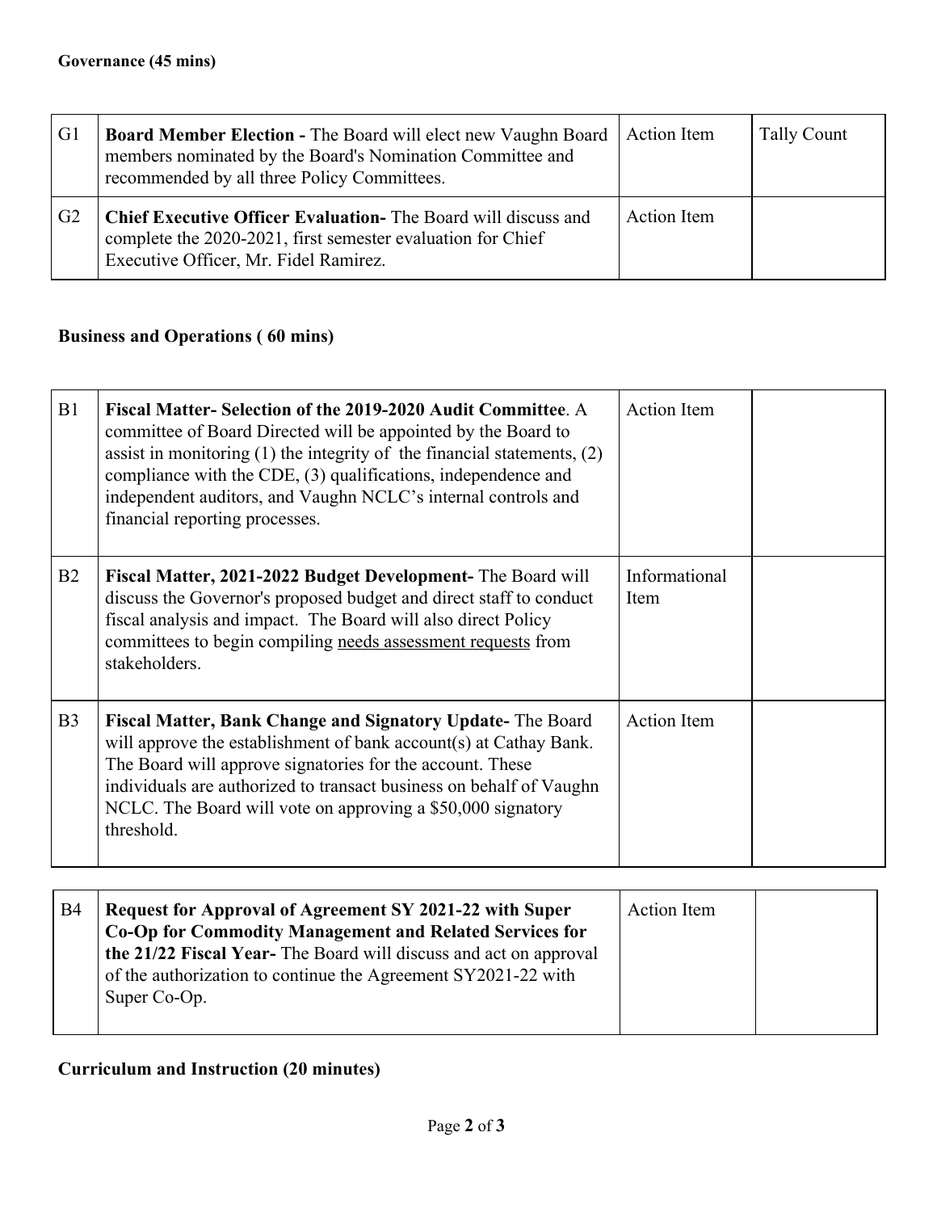**Governance (45 mins)**

| G1 | **Board Member Election -** The Board will elect new Vaughn Board members nominated by the Board's Nomination Committee and recommended by all three Policy Committees. | Action Item | Tally Count |
|---|---|---|---|
| G2 | **Chief Executive Officer Evaluation-** The Board will discuss and complete the 2020-2021, first semester evaluation for Chief Executive Officer, Mr. Fidel Ramirez. | Action Item | |

**Business and Operations ( 60 mins)**

| B1 | **Fiscal Matter- Selection of the 2019-2020 Audit Committee**. A committee of Board Directed will be appointed by the Board to assist in monitoring (1) the integrity of the financial statements, (2) compliance with the CDE, (3) qualifications, independence and independent auditors, and Vaughn NCLC's internal controls and financial reporting processes. | Action Item | |
|---|---|---|---|
| B2 | **Fiscal Matter, 2021-2022 Budget Development-** The Board will discuss the Governor's proposed budget and direct staff to conduct fiscal analysis and impact. The Board will also direct Policy committees to begin compiling needs assessment requests from stakeholders. | Informational Item | |
| B3 | **Fiscal Matter, Bank Change and Signatory Update-** The Board will approve the establishment of bank account(s) at Cathay Bank. The Board will approve signatories for the account. These individuals are authorized to transact business on behalf of Vaughn NCLC. The Board will vote on approving a $50,000 signatory threshold. | Action Item | |
| B4 | **Request for Approval of Agreement SY 2021-22 with Super Co-Op for Commodity Management and Related Services for the 21/22 Fiscal Year-** The Board will discuss and act on approval of the authorization to continue the Agreement SY2021-22 with Super Co-Op. | Action Item | |

**Curriculum and Instruction (20 minutes)**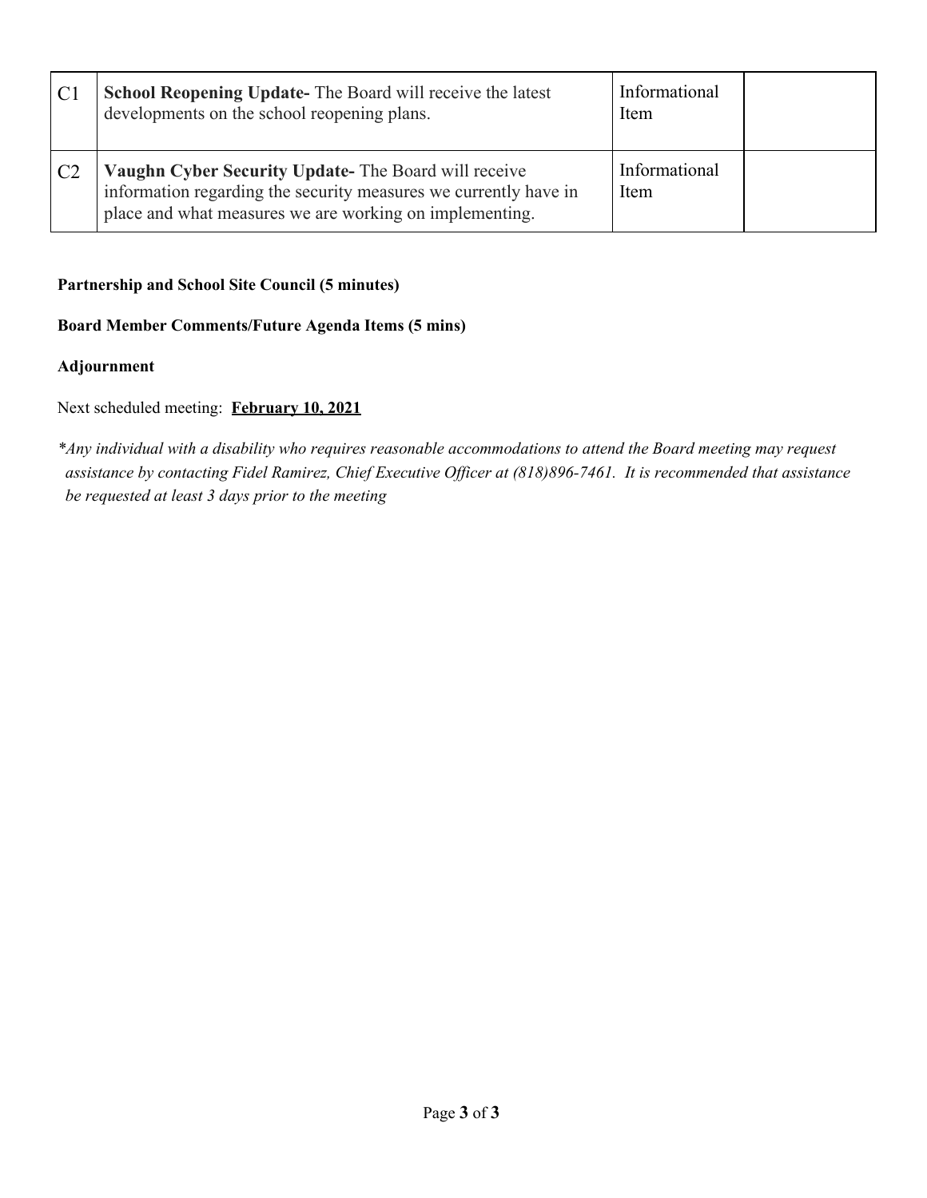| | | | |
|---|---|---|---|
| C1 | **School Reopening Update-** The Board will receive the latest developments on the school reopening plans. | Informational Item | |
| C2 | **Vaughn Cyber Security Update-** The Board will receive information regarding the security measures we currently have in place and what measures we are working on implementing. | Informational Item | |

**Partnership and School Site Council (5 minutes)**

**Board Member Comments/Future Agenda Items (5 mins)**

**Adjournment**

Next scheduled meeting: **February 10, 2021**

*\*Any individual with a disability who requires reasonable accommodations to attend the Board meeting may request assistance by contacting Fidel Ramirez, Chief Executive Officer at (818)896-7461. It is recommended that assistance be requested at least 3 days prior to the meeting*